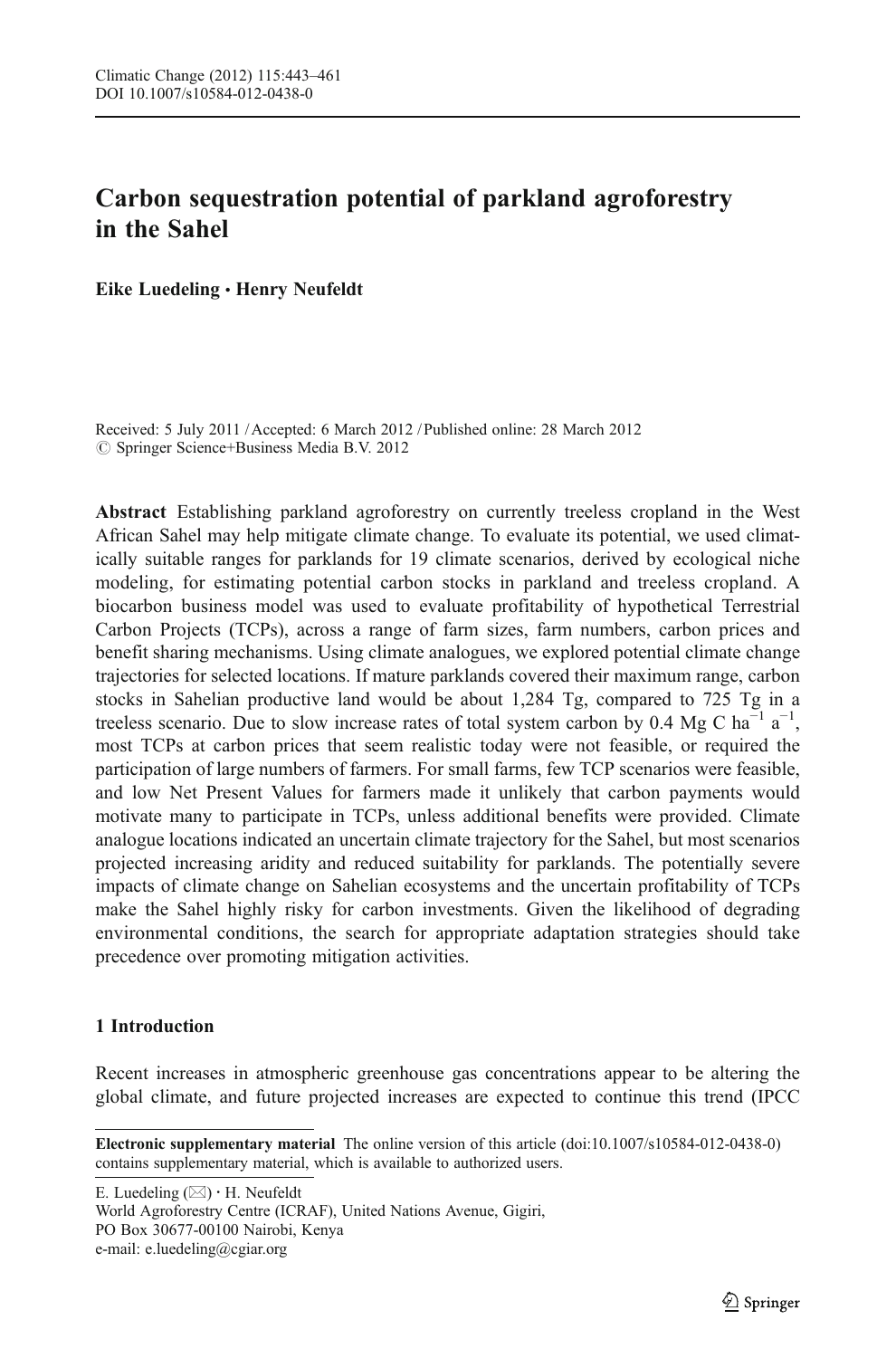# Carbon sequestration potential of parkland agroforestry in the Sahel

**Eike Luedeling · Henry Neufeldt**

Received: 5 July 2011 / Accepted: 6 March 2012 / Published online: 28 March 2012
© Springer Science+Business Media B.V. 2012

**Abstract** Establishing parkland agroforestry on currently treeless cropland in the West African Sahel may help mitigate climate change. To evaluate its potential, we used climatically suitable ranges for parklands for 19 climate scenarios, derived by ecological niche modeling, for estimating potential carbon stocks in parkland and treeless cropland. A biocarbon business model was used to evaluate profitability of hypothetical Terrestrial Carbon Projects (TCPs), across a range of farm sizes, farm numbers, carbon prices and benefit sharing mechanisms. Using climate analogues, we explored potential climate change trajectories for selected locations. If mature parklands covered their maximum range, carbon stocks in Sahelian productive land would be about 1,284 Tg, compared to 725 Tg in a treeless scenario. Due to slow increase rates of total system carbon by 0.4 Mg C $ha^{-1}$ $a^{-1}$, most TCPs at carbon prices that seem realistic today were not feasible, or required the participation of large numbers of farmers. For small farms, few TCP scenarios were feasible, and low Net Present Values for farmers made it unlikely that carbon payments would motivate many to participate in TCPs, unless additional benefits were provided. Climate analogue locations indicated an uncertain climate trajectory for the Sahel, but most scenarios projected increasing aridity and reduced suitability for parklands. The potentially severe impacts of climate change on Sahelian ecosystems and the uncertain profitability of TCPs make the Sahel highly risky for carbon investments. Given the likelihood of degrading environmental conditions, the search for appropriate adaptation strategies should take precedence over promoting mitigation activities.

## 1 Introduction

Recent increases in atmospheric greenhouse gas concentrations appear to be altering the global climate, and future projected increases are expected to continue this trend (IPCC

**Electronic supplementary material** The online version of this article (doi:10.1007/s10584-012-0438-0) contains supplementary material, which is available to authorized users.

E. Luedeling (✉) · H. Neufeldt
World Agroforestry Centre (ICRAF), United Nations Avenue, Gigiri,
PO Box 30677-00100 Nairobi, Kenya
e-mail: e.luedeling@cgiar.org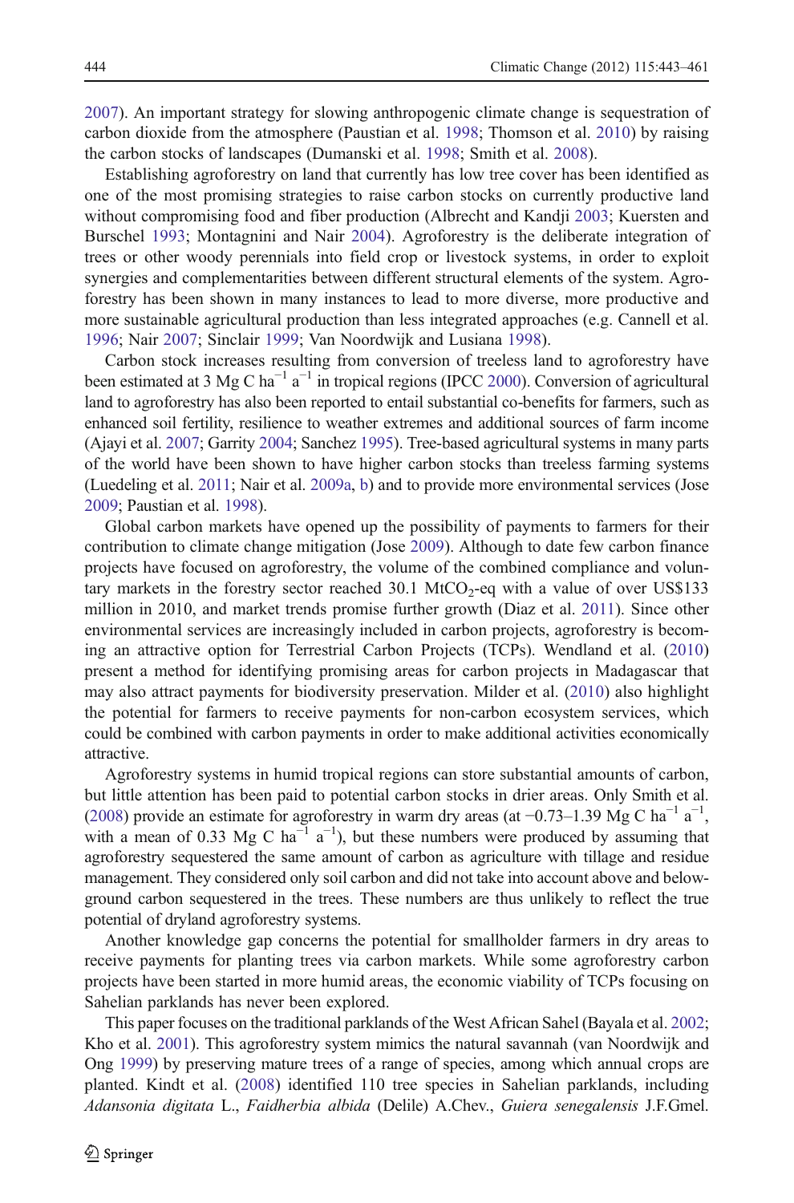2007). An important strategy for slowing anthropogenic climate change is sequestration of carbon dioxide from the atmosphere (Paustian et al. 1998; Thomson et al. 2010) by raising the carbon stocks of landscapes (Dumanski et al. 1998; Smith et al. 2008).

Establishing agroforestry on land that currently has low tree cover has been identified as one of the most promising strategies to raise carbon stocks on currently productive land without compromising food and fiber production (Albrecht and Kandji 2003; Kuersten and Burschel 1993; Montagnini and Nair 2004). Agroforestry is the deliberate integration of trees or other woody perennials into field crop or livestock systems, in order to exploit synergies and complementarities between different structural elements of the system. Agroforestry has been shown in many instances to lead to more diverse, more productive and more sustainable agricultural production than less integrated approaches (e.g. Cannell et al. 1996; Nair 2007; Sinclair 1999; Van Noordwijk and Lusiana 1998).

Carbon stock increases resulting from conversion of treeless land to agroforestry have been estimated at 3 Mg C $ha^{-1}$ $a^{-1}$ in tropical regions (IPCC 2000). Conversion of agricultural land to agroforestry has also been reported to entail substantial co-benefits for farmers, such as enhanced soil fertility, resilience to weather extremes and additional sources of farm income (Ajayi et al. 2007; Garrity 2004; Sanchez 1995). Tree-based agricultural systems in many parts of the world have been shown to have higher carbon stocks than treeless farming systems (Luedeling et al. 2011; Nair et al. 2009a, b) and to provide more environmental services (Jose 2009; Paustian et al. 1998).

Global carbon markets have opened up the possibility of payments to farmers for their contribution to climate change mitigation (Jose 2009). Although to date few carbon finance projects have focused on agroforestry, the volume of the combined compliance and voluntary markets in the forestry sector reached 30.1 $MtCO_2$-eq with a value of over US$133 million in 2010, and market trends promise further growth (Diaz et al. 2011). Since other environmental services are increasingly included in carbon projects, agroforestry is becoming an attractive option for Terrestrial Carbon Projects (TCPs). Wendland et al. (2010) present a method for identifying promising areas for carbon projects in Madagascar that may also attract payments for biodiversity preservation. Milder et al. (2010) also highlight the potential for farmers to receive payments for non-carbon ecosystem services, which could be combined with carbon payments in order to make additional activities economically attractive.

Agroforestry systems in humid tropical regions can store substantial amounts of carbon, but little attention has been paid to potential carbon stocks in drier areas. Only Smith et al. (2008) provide an estimate for agroforestry in warm dry areas (at −0.73–1.39 Mg C $ha^{-1}$ $a^{-1}$, with a mean of 0.33 Mg C $ha^{-1}$ $a^{-1}$), but these numbers were produced by assuming that agroforestry sequestered the same amount of carbon as agriculture with tillage and residue management. They considered only soil carbon and did not take into account above and belowground carbon sequestered in the trees. These numbers are thus unlikely to reflect the true potential of dryland agroforestry systems.

Another knowledge gap concerns the potential for smallholder farmers in dry areas to receive payments for planting trees via carbon markets. While some agroforestry carbon projects have been started in more humid areas, the economic viability of TCPs focusing on Sahelian parklands has never been explored.

This paper focuses on the traditional parklands of the West African Sahel (Bayala et al. 2002; Kho et al. 2001). This agroforestry system mimics the natural savannah (van Noordwijk and Ong 1999) by preserving mature trees of a range of species, among which annual crops are planted. Kindt et al. (2008) identified 110 tree species in Sahelian parklands, including *Adansonia digitata* L., *Faidherbia albida* (Delile) A.Chev., *Guiera senegalensis* J.F.Gmel.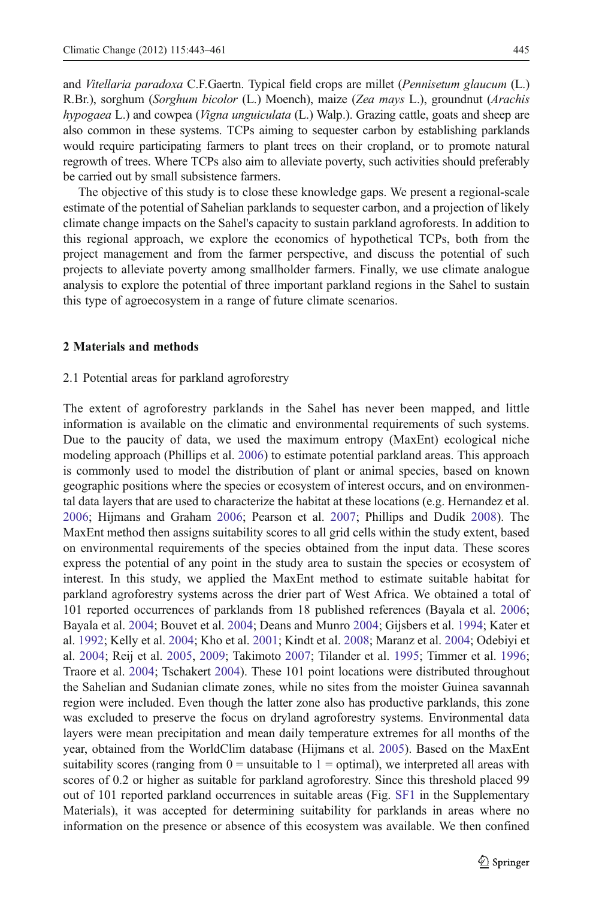and *Vitellaria paradoxa* C.F.Gaertn. Typical field crops are millet (*Pennisetum glaucum* (L.) R.Br.), sorghum (*Sorghum bicolor* (L.) Moench), maize (*Zea mays* L.), groundnut (*Arachis hypogaea* L.) and cowpea (*Vigna unguiculata* (L.) Walp.). Grazing cattle, goats and sheep are also common in these systems. TCPs aiming to sequester carbon by establishing parklands would require participating farmers to plant trees on their cropland, or to promote natural regrowth of trees. Where TCPs also aim to alleviate poverty, such activities should preferably be carried out by small subsistence farmers.

The objective of this study is to close these knowledge gaps. We present a regional-scale estimate of the potential of Sahelian parklands to sequester carbon, and a projection of likely climate change impacts on the Sahel's capacity to sustain parkland agroforests. In addition to this regional approach, we explore the economics of hypothetical TCPs, both from the project management and from the farmer perspective, and discuss the potential of such projects to alleviate poverty among smallholder farmers. Finally, we use climate analogue analysis to explore the potential of three important parkland regions in the Sahel to sustain this type of agroecosystem in a range of future climate scenarios.

## 2 Materials and methods

### 2.1 Potential areas for parkland agroforestry

The extent of agroforestry parklands in the Sahel has never been mapped, and little information is available on the climatic and environmental requirements of such systems. Due to the paucity of data, we used the maximum entropy (MaxEnt) ecological niche modeling approach (Phillips et al. 2006) to estimate potential parkland areas. This approach is commonly used to model the distribution of plant or animal species, based on known geographic positions where the species or ecosystem of interest occurs, and on environmental data layers that are used to characterize the habitat at these locations (e.g. Hernandez et al. 2006; Hijmans and Graham 2006; Pearson et al. 2007; Phillips and Dudík 2008). The MaxEnt method then assigns suitability scores to all grid cells within the study extent, based on environmental requirements of the species obtained from the input data. These scores express the potential of any point in the study area to sustain the species or ecosystem of interest. In this study, we applied the MaxEnt method to estimate suitable habitat for parkland agroforestry systems across the drier part of West Africa. We obtained a total of 101 reported occurrences of parklands from 18 published references (Bayala et al. 2006; Bayala et al. 2004; Bouvet et al. 2004; Deans and Munro 2004; Gijsbers et al. 1994; Kater et al. 1992; Kelly et al. 2004; Kho et al. 2001; Kindt et al. 2008; Maranz et al. 2004; Odebiyi et al. 2004; Reij et al. 2005, 2009; Takimoto 2007; Tilander et al. 1995; Timmer et al. 1996; Traore et al. 2004; Tschakert 2004). These 101 point locations were distributed throughout the Sahelian and Sudanian climate zones, while no sites from the moister Guinea savannah region were included. Even though the latter zone also has productive parklands, this zone was excluded to preserve the focus on dryland agroforestry systems. Environmental data layers were mean precipitation and mean daily temperature extremes for all months of the year, obtained from the WorldClim database (Hijmans et al. 2005). Based on the MaxEnt suitability scores (ranging from 0 = unsuitable to 1 = optimal), we interpreted all areas with scores of 0.2 or higher as suitable for parkland agroforestry. Since this threshold placed 99 out of 101 reported parkland occurrences in suitable areas (Fig. SF1 in the Supplementary Materials), it was accepted for determining suitability for parklands in areas where no information on the presence or absence of this ecosystem was available. We then confined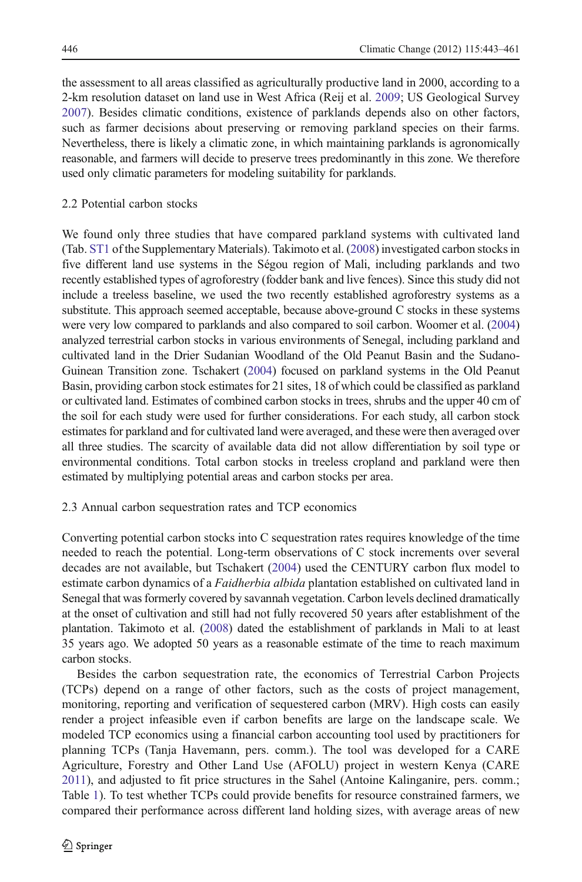the assessment to all areas classified as agriculturally productive land in 2000, according to a 2-km resolution dataset on land use in West Africa (Reij et al. 2009; US Geological Survey 2007). Besides climatic conditions, existence of parklands depends also on other factors, such as farmer decisions about preserving or removing parkland species on their farms. Nevertheless, there is likely a climatic zone, in which maintaining parklands is agronomically reasonable, and farmers will decide to preserve trees predominantly in this zone. We therefore used only climatic parameters for modeling suitability for parklands.

## 2.2 Potential carbon stocks

We found only three studies that have compared parkland systems with cultivated land (Tab. ST1 of the Supplementary Materials). Takimoto et al. (2008) investigated carbon stocks in five different land use systems in the Ségou region of Mali, including parklands and two recently established types of agroforestry (fodder bank and live fences). Since this study did not include a treeless baseline, we used the two recently established agroforestry systems as a substitute. This approach seemed acceptable, because above-ground C stocks in these systems were very low compared to parklands and also compared to soil carbon. Woomer et al. (2004) analyzed terrestrial carbon stocks in various environments of Senegal, including parkland and cultivated land in the Drier Sudanian Woodland of the Old Peanut Basin and the Sudano-Guinean Transition zone. Tschakert (2004) focused on parkland systems in the Old Peanut Basin, providing carbon stock estimates for 21 sites, 18 of which could be classified as parkland or cultivated land. Estimates of combined carbon stocks in trees, shrubs and the upper 40 cm of the soil for each study were used for further considerations. For each study, all carbon stock estimates for parkland and for cultivated land were averaged, and these were then averaged over all three studies. The scarcity of available data did not allow differentiation by soil type or environmental conditions. Total carbon stocks in treeless cropland and parkland were then estimated by multiplying potential areas and carbon stocks per area.

## 2.3 Annual carbon sequestration rates and TCP economics

Converting potential carbon stocks into C sequestration rates requires knowledge of the time needed to reach the potential. Long-term observations of C stock increments over several decades are not available, but Tschakert (2004) used the CENTURY carbon flux model to estimate carbon dynamics of a *Faidherbia albida* plantation established on cultivated land in Senegal that was formerly covered by savannah vegetation. Carbon levels declined dramatically at the onset of cultivation and still had not fully recovered 50 years after establishment of the plantation. Takimoto et al. (2008) dated the establishment of parklands in Mali to at least 35 years ago. We adopted 50 years as a reasonable estimate of the time to reach maximum carbon stocks.

Besides the carbon sequestration rate, the economics of Terrestrial Carbon Projects (TCPs) depend on a range of other factors, such as the costs of project management, monitoring, reporting and verification of sequestered carbon (MRV). High costs can easily render a project infeasible even if carbon benefits are large on the landscape scale. We modeled TCP economics using a financial carbon accounting tool used by practitioners for planning TCPs (Tanja Havemann, pers. comm.). The tool was developed for a CARE Agriculture, Forestry and Other Land Use (AFOLU) project in western Kenya (CARE 2011), and adjusted to fit price structures in the Sahel (Antoine Kalinganire, pers. comm.; Table 1). To test whether TCPs could provide benefits for resource constrained farmers, we compared their performance across different land holding sizes, with average areas of new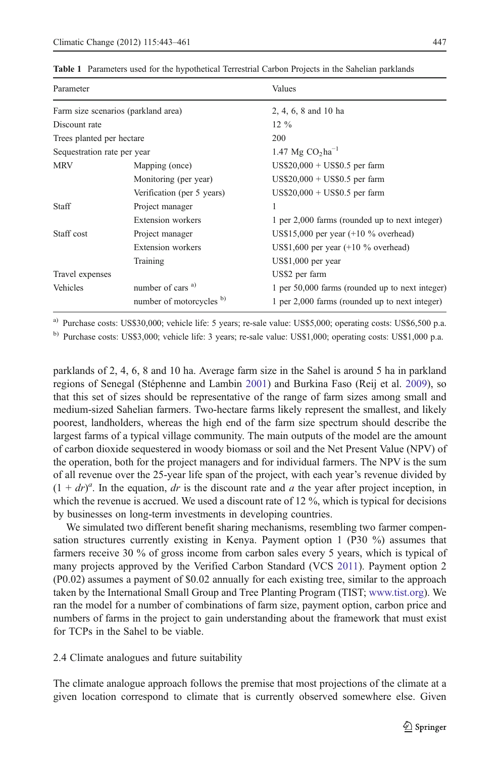**Table 1** Parameters used for the hypothetical Terrestrial Carbon Projects in the Sahelian parklands

| Parameter | | Values |
|---|---|---|
| Farm size scenarios (parkland area) | | 2, 4, 6, 8 and 10 ha |
| Discount rate | | 12 % |
| Trees planted per hectare | | 200 |
| Sequestration rate per year | | 1.47 Mg $CO_2$ $ha^{-1}$ |
| MRV | Mapping (once) | US$20,000 + US$0.5 per farm |
| | Monitoring (per year) | US$20,000 + US$0.5 per farm |
| | Verification (per 5 years) | US$20,000 + US$0.5 per farm |
| Staff | Project manager | 1 |
| | Extension workers | 1 per 2,000 farms (rounded up to next integer) |
| Staff cost | Project manager | US$15,000 per year (+10 % overhead) |
| | Extension workers | US$1,600 per year (+10 % overhead) |
| | Training | US$1,000 per year |
| Travel expenses | | US$2 per farm |
| Vehicles | number of cars [a)] | 1 per 50,000 farms (rounded up to next integer) |
| | number of motorcycles [b)] | 1 per 2,000 farms (rounded up to next integer) |

[a)] Purchase costs: US$30,000; vehicle life: 5 years; re-sale value: US$5,000; operating costs: US$6,500 p.a.

[b)] Purchase costs: US$3,000; vehicle life: 3 years; re-sale value: US$1,000; operating costs: US$1,000 p.a.

parklands of 2, 4, 6, 8 and 10 ha. Average farm size in the Sahel is around 5 ha in parkland regions of Senegal (Stéphenne and Lambin 2001) and Burkina Faso (Reij et al. 2009), so that this set of sizes should be representative of the range of farm sizes among small and medium-sized Sahelian farmers. Two-hectare farms likely represent the smallest, and likely poorest, landholders, whereas the high end of the farm size spectrum should describe the largest farms of a typical village community. The main outputs of the model are the amount of carbon dioxide sequestered in woody biomass or soil and the Net Present Value (NPV) of the operation, both for the project managers and for individual farmers. The NPV is the sum of all revenue over the 25-year life span of the project, with each year's revenue divided by $(1 + dr)^a$. In the equation, $dr$ is the discount rate and $a$ the year after project inception, in which the revenue is accrued. We used a discount rate of 12 %, which is typical for decisions by businesses on long-term investments in developing countries.

We simulated two different benefit sharing mechanisms, resembling two farmer compensation structures currently existing in Kenya. Payment option 1 (P30 %) assumes that farmers receive 30 % of gross income from carbon sales every 5 years, which is typical of many projects approved by the Verified Carbon Standard (VCS 2011). Payment option 2 (P0.02) assumes a payment of $0.02 annually for each existing tree, similar to the approach taken by the International Small Group and Tree Planting Program (TIST; www.tist.org). We ran the model for a number of combinations of farm size, payment option, carbon price and numbers of farms in the project to gain understanding about the framework that must exist for TCPs in the Sahel to be viable.

### 2.4 Climate analogues and future suitability

The climate analogue approach follows the premise that most projections of the climate at a given location correspond to climate that is currently observed somewhere else. Given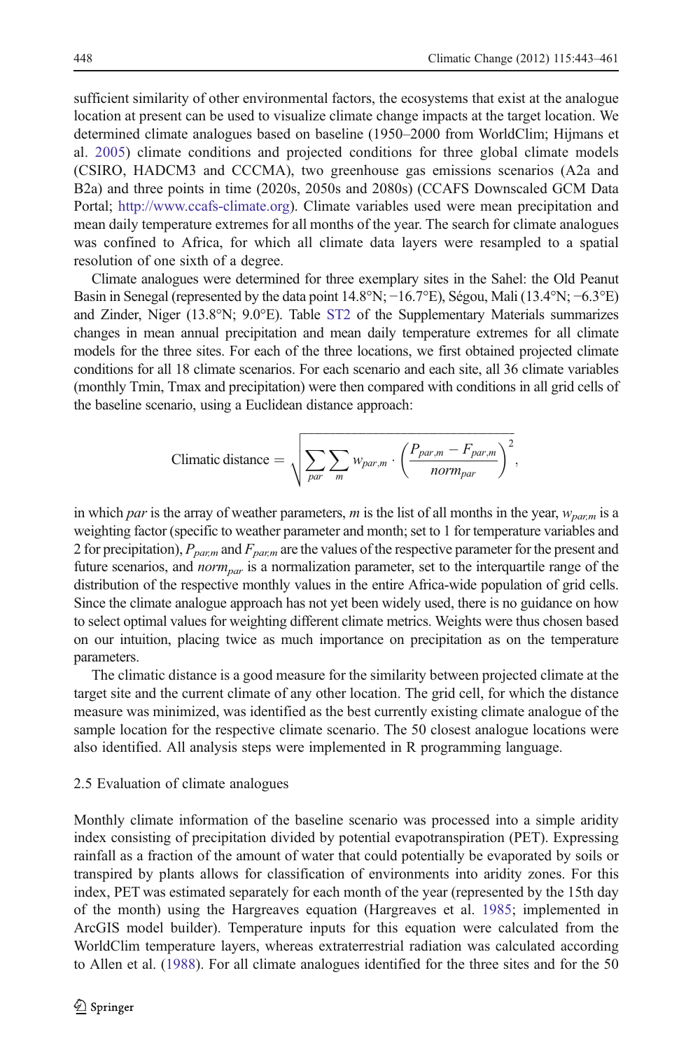sufficient similarity of other environmental factors, the ecosystems that exist at the analogue location at present can be used to visualize climate change impacts at the target location. We determined climate analogues based on baseline (1950–2000 from WorldClim; Hijmans et al. 2005) climate conditions and projected conditions for three global climate models (CSIRO, HADCM3 and CCCMA), two greenhouse gas emissions scenarios (A2a and B2a) and three points in time (2020s, 2050s and 2080s) (CCAFS Downscaled GCM Data Portal; http://www.ccafs-climate.org). Climate variables used were mean precipitation and mean daily temperature extremes for all months of the year. The search for climate analogues was confined to Africa, for which all climate data layers were resampled to a spatial resolution of one sixth of a degree.

Climate analogues were determined for three exemplary sites in the Sahel: the Old Peanut Basin in Senegal (represented by the data point 14.8°N; −16.7°E), Ségou, Mali (13.4°N; −6.3°E) and Zinder, Niger (13.8°N; 9.0°E). Table ST2 of the Supplementary Materials summarizes changes in mean annual precipitation and mean daily temperature extremes for all climate models for the three sites. For each of the three locations, we first obtained projected climate conditions for all 18 climate scenarios. For each scenario and each site, all 36 climate variables (monthly Tmin, Tmax and precipitation) were then compared with conditions in all grid cells of the baseline scenario, using a Euclidean distance approach:

$$\text{Climatic distance} = \sqrt{\sum_{par}\sum_{m} w_{par,m} \cdot \left(\frac{P_{par,m} - F_{par,m}}{norm_{par}}\right)^2},$$

in which *par* is the array of weather parameters, *m* is the list of all months in the year, $w_{par,m}$ is a weighting factor (specific to weather parameter and month; set to 1 for temperature variables and 2 for precipitation), $P_{par,m}$ and $F_{par,m}$ are the values of the respective parameter for the present and future scenarios, and $norm_{par}$ is a normalization parameter, set to the interquartile range of the distribution of the respective monthly values in the entire Africa-wide population of grid cells. Since the climate analogue approach has not yet been widely used, there is no guidance on how to select optimal values for weighting different climate metrics. Weights were thus chosen based on our intuition, placing twice as much importance on precipitation as on the temperature parameters.

The climatic distance is a good measure for the similarity between projected climate at the target site and the current climate of any other location. The grid cell, for which the distance measure was minimized, was identified as the best currently existing climate analogue of the sample location for the respective climate scenario. The 50 closest analogue locations were also identified. All analysis steps were implemented in R programming language.

### 2.5 Evaluation of climate analogues

Monthly climate information of the baseline scenario was processed into a simple aridity index consisting of precipitation divided by potential evapotranspiration (PET). Expressing rainfall as a fraction of the amount of water that could potentially be evaporated by soils or transpired by plants allows for classification of environments into aridity zones. For this index, PET was estimated separately for each month of the year (represented by the 15th day of the month) using the Hargreaves equation (Hargreaves et al. 1985; implemented in ArcGIS model builder). Temperature inputs for this equation were calculated from the WorldClim temperature layers, whereas extraterrestrial radiation was calculated according to Allen et al. (1988). For all climate analogues identified for the three sites and for the 50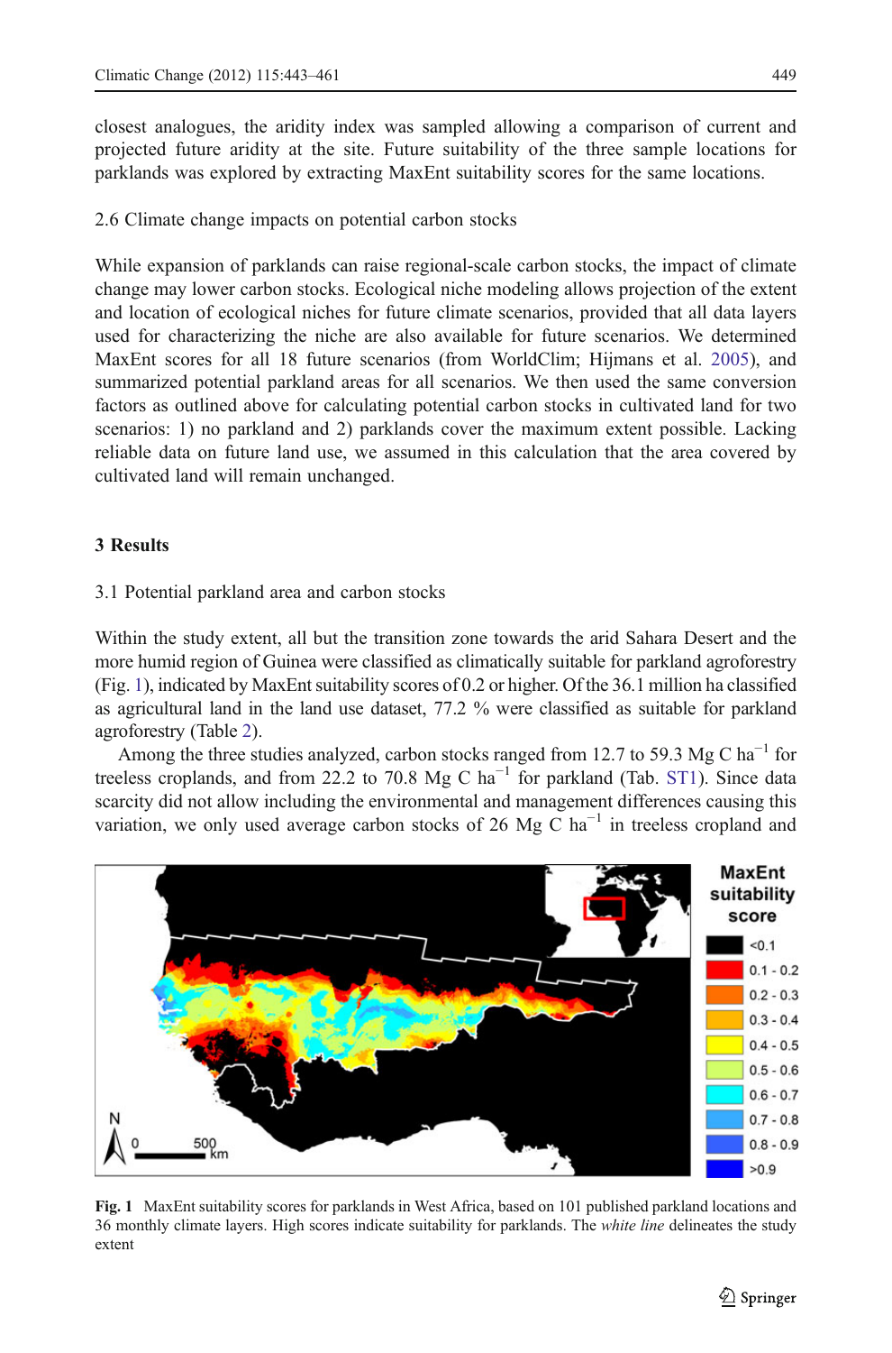closest analogues, the aridity index was sampled allowing a comparison of current and projected future aridity at the site. Future suitability of the three sample locations for parklands was explored by extracting MaxEnt suitability scores for the same locations.

### 2.6 Climate change impacts on potential carbon stocks

While expansion of parklands can raise regional-scale carbon stocks, the impact of climate change may lower carbon stocks. Ecological niche modeling allows projection of the extent and location of ecological niches for future climate scenarios, provided that all data layers used for characterizing the niche are also available for future scenarios. We determined MaxEnt scores for all 18 future scenarios (from WorldClim; Hijmans et al. 2005), and summarized potential parkland areas for all scenarios. We then used the same conversion factors as outlined above for calculating potential carbon stocks in cultivated land for two scenarios: 1) no parkland and 2) parklands cover the maximum extent possible. Lacking reliable data on future land use, we assumed in this calculation that the area covered by cultivated land will remain unchanged.

## 3 Results

### 3.1 Potential parkland area and carbon stocks

Within the study extent, all but the transition zone towards the arid Sahara Desert and the more humid region of Guinea were classified as climatically suitable for parkland agroforestry (Fig. 1), indicated by MaxEnt suitability scores of 0.2 or higher. Of the 36.1 million ha classified as agricultural land in the land use dataset, 77.2 % were classified as suitable for parkland agroforestry (Table 2).

Among the three studies analyzed, carbon stocks ranged from 12.7 to 59.3 Mg C ha$^{-1}$ for treeless croplands, and from 22.2 to 70.8 Mg C ha$^{-1}$ for parkland (Tab. ST1). Since data scarcity did not allow including the environmental and management differences causing this variation, we only used average carbon stocks of 26 Mg C ha$^{-1}$ in treeless cropland and

**Fig. 1** MaxEnt suitability scores for parklands in West Africa, based on 101 published parkland locations and 36 monthly climate layers. High scores indicate suitability for parklands. The *white line* delineates the study extent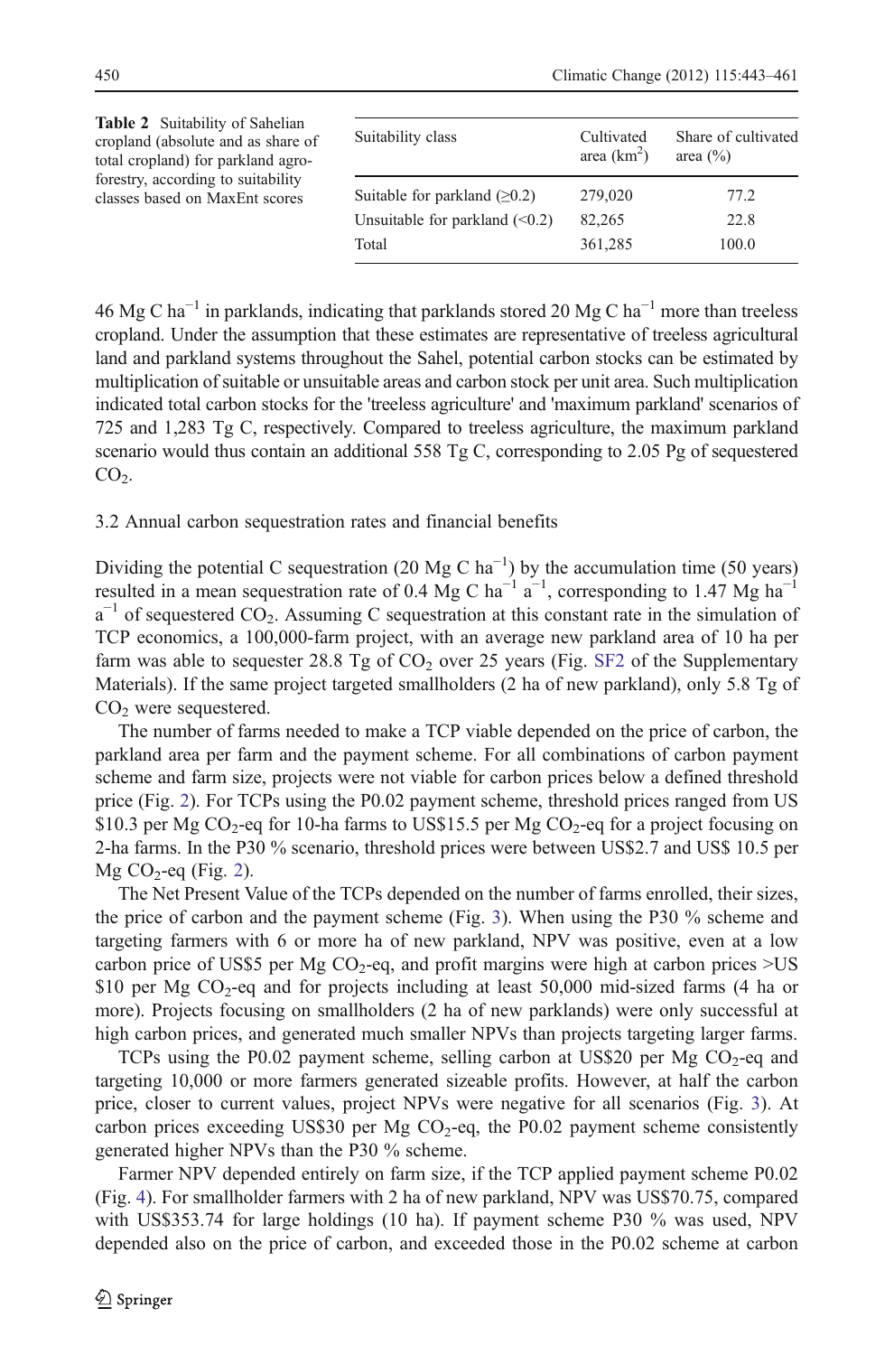**Table 2** Suitability of Sahelian cropland (absolute and as share of total cropland) for parkland agroforestry, according to suitability classes based on MaxEnt scores

| Suitability class | Cultivated area ($km^2$) | Share of cultivated area (%) |
|---|---|---|
| Suitable for parkland (≥0.2) | 279,020 | 77.2 |
| Unsuitable for parkland (<0.2) | 82,265 | 22.8 |
| Total | 361,285 | 100.0 |

46 Mg C $ha^{-1}$ in parklands, indicating that parklands stored 20 Mg C $ha^{-1}$ more than treeless cropland. Under the assumption that these estimates are representative of treeless agricultural land and parkland systems throughout the Sahel, potential carbon stocks can be estimated by multiplication of suitable or unsuitable areas and carbon stock per unit area. Such multiplication indicated total carbon stocks for the 'treeless agriculture' and 'maximum parkland' scenarios of 725 and 1,283 Tg C, respectively. Compared to treeless agriculture, the maximum parkland scenario would thus contain an additional 558 Tg C, corresponding to 2.05 Pg of sequestered $CO_2$.

### 3.2 Annual carbon sequestration rates and financial benefits

Dividing the potential C sequestration (20 Mg C $ha^{-1}$) by the accumulation time (50 years) resulted in a mean sequestration rate of 0.4 Mg C $ha^{-1}$ $a^{-1}$, corresponding to 1.47 Mg $ha^{-1}$ $a^{-1}$ of sequestered $CO_2$. Assuming C sequestration at this constant rate in the simulation of TCP economics, a 100,000-farm project, with an average new parkland area of 10 ha per farm was able to sequester 28.8 Tg of $CO_2$ over 25 years (Fig. SF2 of the Supplementary Materials). If the same project targeted smallholders (2 ha of new parkland), only 5.8 Tg of $CO_2$ were sequestered.

The number of farms needed to make a TCP viable depended on the price of carbon, the parkland area per farm and the payment scheme. For all combinations of carbon payment scheme and farm size, projects were not viable for carbon prices below a defined threshold price (Fig. 2). For TCPs using the P0.02 payment scheme, threshold prices ranged from US $10.3 per Mg $CO_2$-eq for 10-ha farms to US$15.5 per Mg $CO_2$-eq for a project focusing on 2-ha farms. In the P30 % scenario, threshold prices were between US$2.7 and US$ 10.5 per Mg $CO_2$-eq (Fig. 2).

The Net Present Value of the TCPs depended on the number of farms enrolled, their sizes, the price of carbon and the payment scheme (Fig. 3). When using the P30 % scheme and targeting farmers with 6 or more ha of new parkland, NPV was positive, even at a low carbon price of US$5 per Mg $CO_2$-eq, and profit margins were high at carbon prices >US $10 per Mg $CO_2$-eq and for projects including at least 50,000 mid-sized farms (4 ha or more). Projects focusing on smallholders (2 ha of new parklands) were only successful at high carbon prices, and generated much smaller NPVs than projects targeting larger farms.

TCPs using the P0.02 payment scheme, selling carbon at US$20 per Mg $CO_2$-eq and targeting 10,000 or more farmers generated sizeable profits. However, at half the carbon price, closer to current values, project NPVs were negative for all scenarios (Fig. 3). At carbon prices exceeding US$30 per Mg $CO_2$-eq, the P0.02 payment scheme consistently generated higher NPVs than the P30 % scheme.

Farmer NPV depended entirely on farm size, if the TCP applied payment scheme P0.02 (Fig. 4). For smallholder farmers with 2 ha of new parkland, NPV was US$70.75, compared with US$353.74 for large holdings (10 ha). If payment scheme P30 % was used, NPV depended also on the price of carbon, and exceeded those in the P0.02 scheme at carbon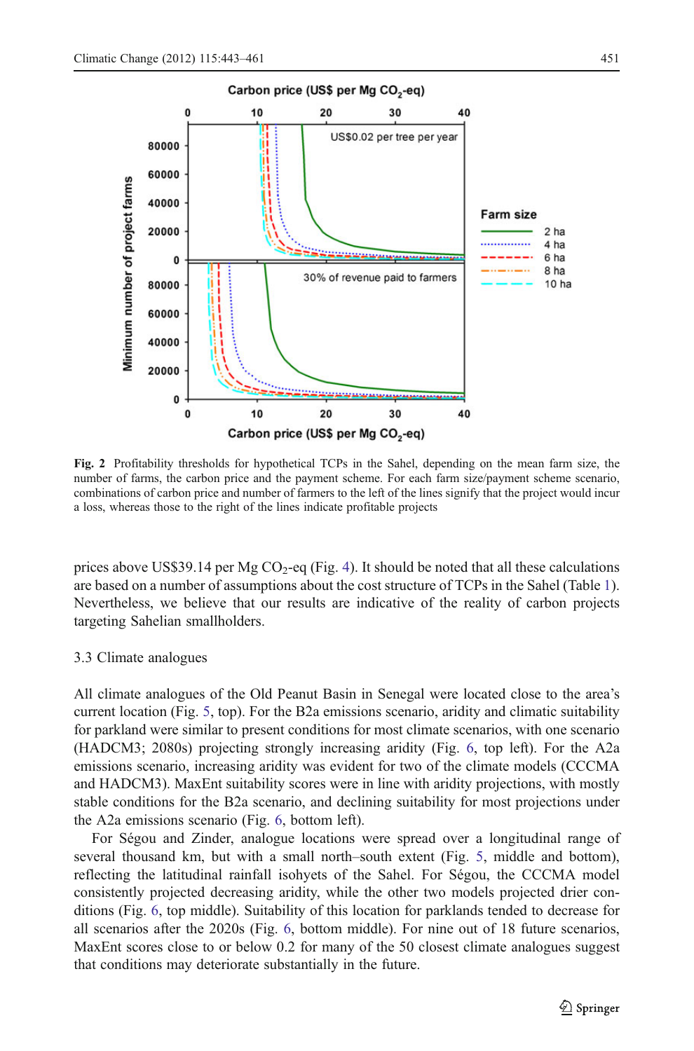Fig. 2 Profitability thresholds for hypothetical TCPs in the Sahel, depending on the mean farm size, the number of farms, the carbon price and the payment scheme. For each farm size/payment scheme scenario, combinations of carbon price and number of farmers to the left of the lines signify that the project would incur a loss, whereas those to the right of the lines indicate profitable projects

prices above US$39.14 per Mg $CO_2$-eq (Fig. 4). It should be noted that all these calculations are based on a number of assumptions about the cost structure of TCPs in the Sahel (Table 1). Nevertheless, we believe that our results are indicative of the reality of carbon projects targeting Sahelian smallholders.

### 3.3 Climate analogues

All climate analogues of the Old Peanut Basin in Senegal were located close to the area's current location (Fig. 5, top). For the B2a emissions scenario, aridity and climatic suitability for parkland were similar to present conditions for most climate scenarios, with one scenario (HADCM3; 2080s) projecting strongly increasing aridity (Fig. 6, top left). For the A2a emissions scenario, increasing aridity was evident for two of the climate models (CCCMA and HADCM3). MaxEnt suitability scores were in line with aridity projections, with mostly stable conditions for the B2a scenario, and declining suitability for most projections under the A2a emissions scenario (Fig. 6, bottom left).

For Ségou and Zinder, analogue locations were spread over a longitudinal range of several thousand km, but with a small north–south extent (Fig. 5, middle and bottom), reflecting the latitudinal rainfall isohyets of the Sahel. For Ségou, the CCCMA model consistently projected decreasing aridity, while the other two models projected drier conditions (Fig. 6, top middle). Suitability of this location for parklands tended to decrease for all scenarios after the 2020s (Fig. 6, bottom middle). For nine out of 18 future scenarios, MaxEnt scores close to or below 0.2 for many of the 50 closest climate analogues suggest that conditions may deteriorate substantially in the future.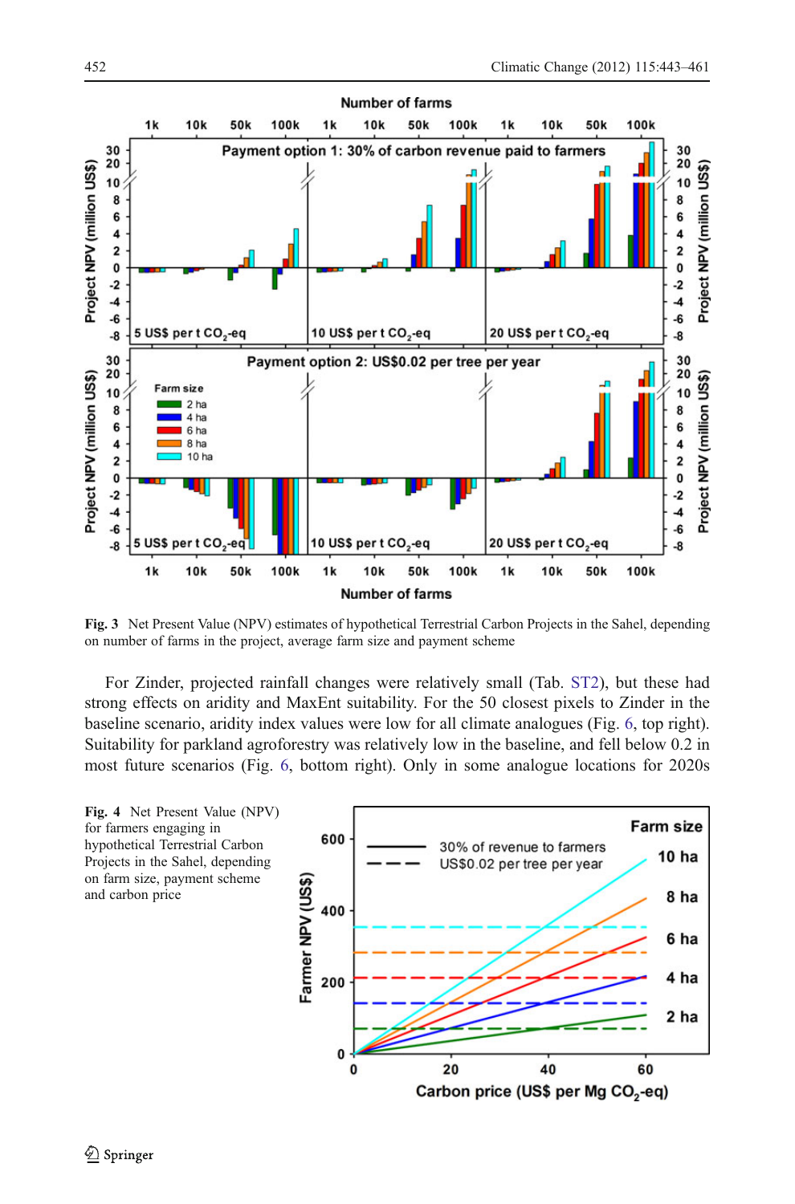**Fig. 3** Net Present Value (NPV) estimates of hypothetical Terrestrial Carbon Projects in the Sahel, depending on number of farms in the project, average farm size and payment scheme

For Zinder, projected rainfall changes were relatively small (Tab. ST2), but these had strong effects on aridity and MaxEnt suitability. For the 50 closest pixels to Zinder in the baseline scenario, aridity index values were low for all climate analogues (Fig. 6, top right). Suitability for parkland agroforestry was relatively low in the baseline, and fell below 0.2 in most future scenarios (Fig. 6, bottom right). Only in some analogue locations for 2020s

**Fig. 4** Net Present Value (NPV) for farmers engaging in hypothetical Terrestrial Carbon Projects in the Sahel, depending on farm size, payment scheme and carbon price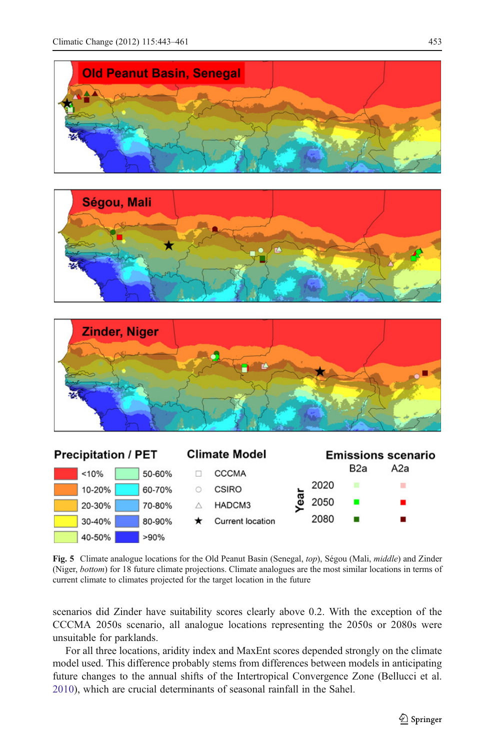**Fig. 5** Climate analogue locations for the Old Peanut Basin (Senegal, *top*), Ségou (Mali, *middle*) and Zinder (Niger, *bottom*) for 18 future climate projections. Climate analogues are the most similar locations in terms of current climate to climates projected for the target location in the future

scenarios did Zinder have suitability scores clearly above 0.2. With the exception of the CCCMA 2050s scenario, all analogue locations representing the 2050s or 2080s were unsuitable for parklands.

For all three locations, aridity index and MaxEnt scores depended strongly on the climate model used. This difference probably stems from differences between models in anticipating future changes to the annual shifts of the Intertropical Convergence Zone (Bellucci et al. 2010), which are crucial determinants of seasonal rainfall in the Sahel.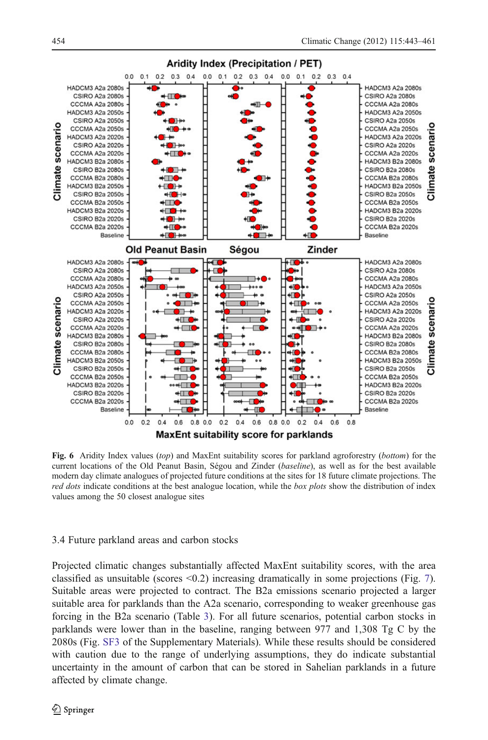**Fig. 6** Aridity Index values (*top*) and MaxEnt suitability scores for parkland agroforestry (*bottom*) for the current locations of the Old Peanut Basin, Ségou and Zinder (*baseline*), as well as for the best available modern day climate analogues of projected future conditions at the sites for 18 future climate projections. The *red dots* indicate conditions at the best analogue location, while the *box plots* show the distribution of index values among the 50 closest analogue sites

### 3.4 Future parkland areas and carbon stocks

Projected climatic changes substantially affected MaxEnt suitability scores, with the area classified as unsuitable (scores <0.2) increasing dramatically in some projections (Fig. 7). Suitable areas were projected to contract. The B2a emissions scenario projected a larger suitable area for parklands than the A2a scenario, corresponding to weaker greenhouse gas forcing in the B2a scenario (Table 3). For all future scenarios, potential carbon stocks in parklands were lower than in the baseline, ranging between 977 and 1,308 Tg C by the 2080s (Fig. SF3 of the Supplementary Materials). While these results should be considered with caution due to the range of underlying assumptions, they do indicate substantial uncertainty in the amount of carbon that can be stored in Sahelian parklands in a future affected by climate change.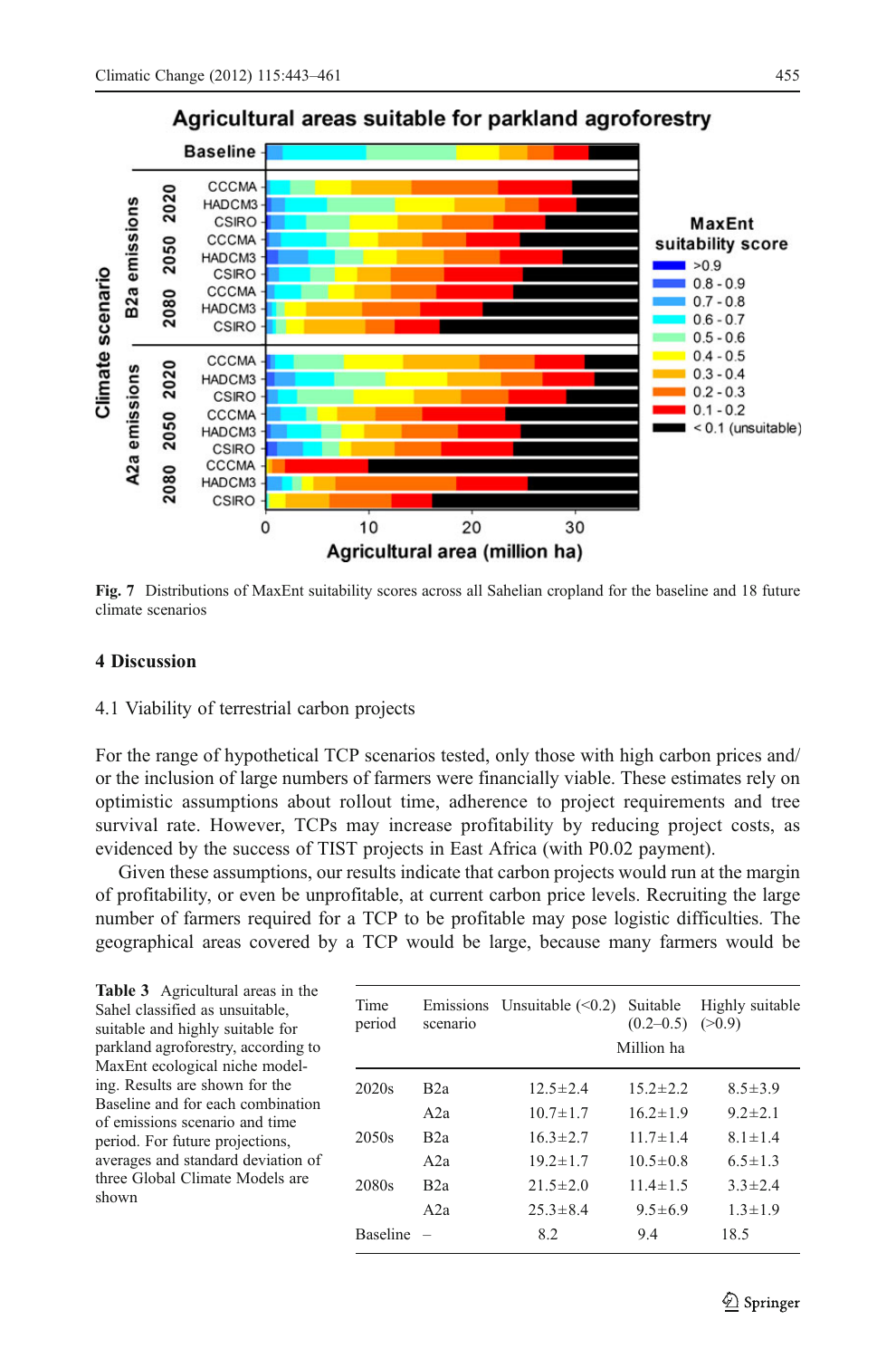Fig. 7 Distributions of MaxEnt suitability scores across all Sahelian cropland for the baseline and 18 future climate scenarios

## 4 Discussion

### 4.1 Viability of terrestrial carbon projects

For the range of hypothetical TCP scenarios tested, only those with high carbon prices and/or the inclusion of large numbers of farmers were financially viable. These estimates rely on optimistic assumptions about rollout time, adherence to project requirements and tree survival rate. However, TCPs may increase profitability by reducing project costs, as evidenced by the success of TIST projects in East Africa (with P0.02 payment).

Given these assumptions, our results indicate that carbon projects would run at the margin of profitability, or even be unprofitable, at current carbon price levels. Recruiting the large number of farmers required for a TCP to be profitable may pose logistic difficulties. The geographical areas covered by a TCP would be large, because many farmers would be

**Table 3** Agricultural areas in the Sahel classified as unsuitable, suitable and highly suitable for parkland agroforestry, according to MaxEnt ecological niche modeling. Results are shown for the Baseline and for each combination of emissions scenario and time period. For future projections, averages and standard deviation of three Global Climate Models are shown

| Time period | Emissions scenario | Unsuitable (<0.2) | Suitable (0.2–0.5) | Highly suitable (>0.9) |
|---|---|---|---|---|
| | | Million ha | | |
| 2020s | B2a | 12.5±2.4 | 15.2±2.2 | 8.5±3.9 |
| | A2a | 10.7±1.7 | 16.2±1.9 | 9.2±2.1 |
| 2050s | B2a | 16.3±2.7 | 11.7±1.4 | 8.1±1.4 |
| | A2a | 19.2±1.7 | 10.5±0.8 | 6.5±1.3 |
| 2080s | B2a | 21.5±2.0 | 11.4±1.5 | 3.3±2.4 |
| | A2a | 25.3±8.4 | 9.5±6.9 | 1.3±1.9 |
| Baseline | – | 8.2 | 9.4 | 18.5 |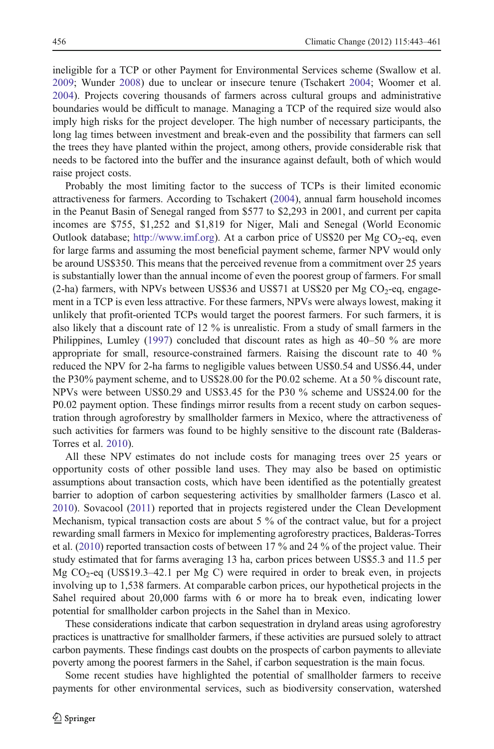ineligible for a TCP or other Payment for Environmental Services scheme (Swallow et al. 2009; Wunder 2008) due to unclear or insecure tenure (Tschakert 2004; Woomer et al. 2004). Projects covering thousands of farmers across cultural groups and administrative boundaries would be difficult to manage. Managing a TCP of the required size would also imply high risks for the project developer. The high number of necessary participants, the long lag times between investment and break-even and the possibility that farmers can sell the trees they have planted within the project, among others, provide considerable risk that needs to be factored into the buffer and the insurance against default, both of which would raise project costs.

Probably the most limiting factor to the success of TCPs is their limited economic attractiveness for farmers. According to Tschakert (2004), annual farm household incomes in the Peanut Basin of Senegal ranged from $577 to $2,293 in 2001, and current per capita incomes are $755, $1,252 and $1,819 for Niger, Mali and Senegal (World Economic Outlook database; http://www.imf.org). At a carbon price of US$20 per Mg $CO_2$-eq, even for large farms and assuming the most beneficial payment scheme, farmer NPV would only be around US$350. This means that the perceived revenue from a commitment over 25 years is substantially lower than the annual income of even the poorest group of farmers. For small (2-ha) farmers, with NPVs between US$36 and US$71 at US$20 per Mg $CO_2$-eq, engagement in a TCP is even less attractive. For these farmers, NPVs were always lowest, making it unlikely that profit-oriented TCPs would target the poorest farmers. For such farmers, it is also likely that a discount rate of 12 % is unrealistic. From a study of small farmers in the Philippines, Lumley (1997) concluded that discount rates as high as 40–50 % are more appropriate for small, resource-constrained farmers. Raising the discount rate to 40 % reduced the NPV for 2-ha farms to negligible values between US$0.54 and US$6.44, under the P30% payment scheme, and to US$28.00 for the P0.02 scheme. At a 50 % discount rate, NPVs were between US$0.29 and US$3.45 for the P30 % scheme and US$24.00 for the P0.02 payment option. These findings mirror results from a recent study on carbon sequestration through agroforestry by smallholder farmers in Mexico, where the attractiveness of such activities for farmers was found to be highly sensitive to the discount rate (Balderas-Torres et al. 2010).

All these NPV estimates do not include costs for managing trees over 25 years or opportunity costs of other possible land uses. They may also be based on optimistic assumptions about transaction costs, which have been identified as the potentially greatest barrier to adoption of carbon sequestering activities by smallholder farmers (Lasco et al. 2010). Sovacool (2011) reported that in projects registered under the Clean Development Mechanism, typical transaction costs are about 5 % of the contract value, but for a project rewarding small farmers in Mexico for implementing agroforestry practices, Balderas-Torres et al. (2010) reported transaction costs of between 17 % and 24 % of the project value. Their study estimated that for farms averaging 13 ha, carbon prices between US$5.3 and 11.5 per Mg $CO_2$-eq (US$19.3–42.1 per Mg C) were required in order to break even, in projects involving up to 1,538 farmers. At comparable carbon prices, our hypothetical projects in the Sahel required about 20,000 farms with 6 or more ha to break even, indicating lower potential for smallholder carbon projects in the Sahel than in Mexico.

These considerations indicate that carbon sequestration in dryland areas using agroforestry practices is unattractive for smallholder farmers, if these activities are pursued solely to attract carbon payments. These findings cast doubts on the prospects of carbon payments to alleviate poverty among the poorest farmers in the Sahel, if carbon sequestration is the main focus.

Some recent studies have highlighted the potential of smallholder farmers to receive payments for other environmental services, such as biodiversity conservation, watershed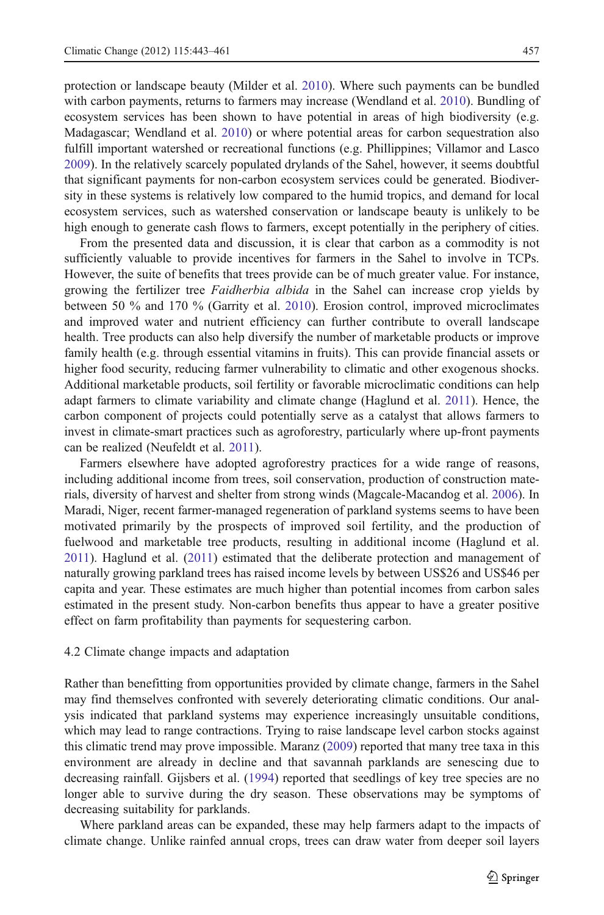protection or landscape beauty (Milder et al. 2010). Where such payments can be bundled with carbon payments, returns to farmers may increase (Wendland et al. 2010). Bundling of ecosystem services has been shown to have potential in areas of high biodiversity (e.g. Madagascar; Wendland et al. 2010) or where potential areas for carbon sequestration also fulfill important watershed or recreational functions (e.g. Phillippines; Villamor and Lasco 2009). In the relatively scarcely populated drylands of the Sahel, however, it seems doubtful that significant payments for non-carbon ecosystem services could be generated. Biodiversity in these systems is relatively low compared to the humid tropics, and demand for local ecosystem services, such as watershed conservation or landscape beauty is unlikely to be high enough to generate cash flows to farmers, except potentially in the periphery of cities.

From the presented data and discussion, it is clear that carbon as a commodity is not sufficiently valuable to provide incentives for farmers in the Sahel to involve in TCPs. However, the suite of benefits that trees provide can be of much greater value. For instance, growing the fertilizer tree *Faidherbia albida* in the Sahel can increase crop yields by between 50 % and 170 % (Garrity et al. 2010). Erosion control, improved microclimates and improved water and nutrient efficiency can further contribute to overall landscape health. Tree products can also help diversify the number of marketable products or improve family health (e.g. through essential vitamins in fruits). This can provide financial assets or higher food security, reducing farmer vulnerability to climatic and other exogenous shocks. Additional marketable products, soil fertility or favorable microclimatic conditions can help adapt farmers to climate variability and climate change (Haglund et al. 2011). Hence, the carbon component of projects could potentially serve as a catalyst that allows farmers to invest in climate-smart practices such as agroforestry, particularly where up-front payments can be realized (Neufeldt et al. 2011).

Farmers elsewhere have adopted agroforestry practices for a wide range of reasons, including additional income from trees, soil conservation, production of construction materials, diversity of harvest and shelter from strong winds (Magcale-Macandog et al. 2006). In Maradi, Niger, recent farmer-managed regeneration of parkland systems seems to have been motivated primarily by the prospects of improved soil fertility, and the production of fuelwood and marketable tree products, resulting in additional income (Haglund et al. 2011). Haglund et al. (2011) estimated that the deliberate protection and management of naturally growing parkland trees has raised income levels by between US$26 and US$46 per capita and year. These estimates are much higher than potential incomes from carbon sales estimated in the present study. Non-carbon benefits thus appear to have a greater positive effect on farm profitability than payments for sequestering carbon.

### 4.2 Climate change impacts and adaptation

Rather than benefitting from opportunities provided by climate change, farmers in the Sahel may find themselves confronted with severely deteriorating climatic conditions. Our analysis indicated that parkland systems may experience increasingly unsuitable conditions, which may lead to range contractions. Trying to raise landscape level carbon stocks against this climatic trend may prove impossible. Maranz (2009) reported that many tree taxa in this environment are already in decline and that savannah parklands are senescing due to decreasing rainfall. Gijsbers et al. (1994) reported that seedlings of key tree species are no longer able to survive during the dry season. These observations may be symptoms of decreasing suitability for parklands.

Where parkland areas can be expanded, these may help farmers adapt to the impacts of climate change. Unlike rainfed annual crops, trees can draw water from deeper soil layers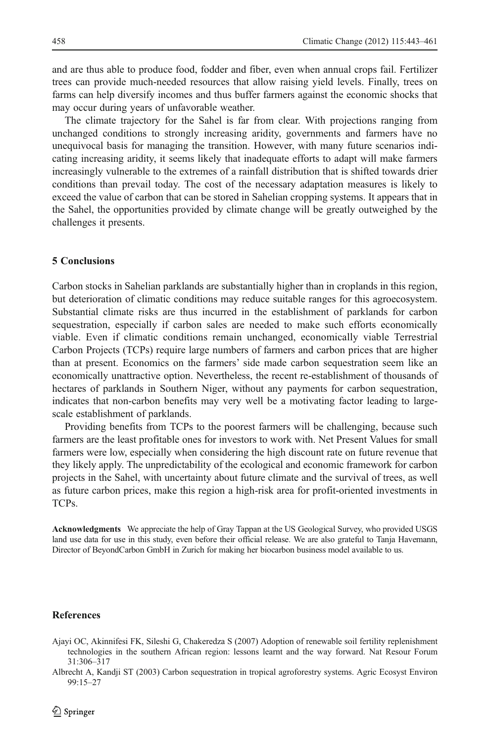and are thus able to produce food, fodder and fiber, even when annual crops fail. Fertilizer trees can provide much-needed resources that allow raising yield levels. Finally, trees on farms can help diversify incomes and thus buffer farmers against the economic shocks that may occur during years of unfavorable weather.

The climate trajectory for the Sahel is far from clear. With projections ranging from unchanged conditions to strongly increasing aridity, governments and farmers have no unequivocal basis for managing the transition. However, with many future scenarios indicating increasing aridity, it seems likely that inadequate efforts to adapt will make farmers increasingly vulnerable to the extremes of a rainfall distribution that is shifted towards drier conditions than prevail today. The cost of the necessary adaptation measures is likely to exceed the value of carbon that can be stored in Sahelian cropping systems. It appears that in the Sahel, the opportunities provided by climate change will be greatly outweighed by the challenges it presents.

## 5 Conclusions

Carbon stocks in Sahelian parklands are substantially higher than in croplands in this region, but deterioration of climatic conditions may reduce suitable ranges for this agroecosystem. Substantial climate risks are thus incurred in the establishment of parklands for carbon sequestration, especially if carbon sales are needed to make such efforts economically viable. Even if climatic conditions remain unchanged, economically viable Terrestrial Carbon Projects (TCPs) require large numbers of farmers and carbon prices that are higher than at present. Economics on the farmers' side made carbon sequestration seem like an economically unattractive option. Nevertheless, the recent re-establishment of thousands of hectares of parklands in Southern Niger, without any payments for carbon sequestration, indicates that non-carbon benefits may very well be a motivating factor leading to large-scale establishment of parklands.

Providing benefits from TCPs to the poorest farmers will be challenging, because such farmers are the least profitable ones for investors to work with. Net Present Values for small farmers were low, especially when considering the high discount rate on future revenue that they likely apply. The unpredictability of the ecological and economic framework for carbon projects in the Sahel, with uncertainty about future climate and the survival of trees, as well as future carbon prices, make this region a high-risk area for profit-oriented investments in TCPs.

**Acknowledgments** We appreciate the help of Gray Tappan at the US Geological Survey, who provided USGS land use data for use in this study, even before their official release. We are also grateful to Tanja Havemann, Director of BeyondCarbon GmbH in Zurich for making her biocarbon business model available to us.

## References

Ajayi OC, Akinnifesi FK, Sileshi G, Chakeredza S (2007) Adoption of renewable soil fertility replenishment technologies in the southern African region: lessons learnt and the way forward. Nat Resour Forum 31:306–317

Albrecht A, Kandji ST (2003) Carbon sequestration in tropical agroforestry systems. Agric Ecosyst Environ 99:15–27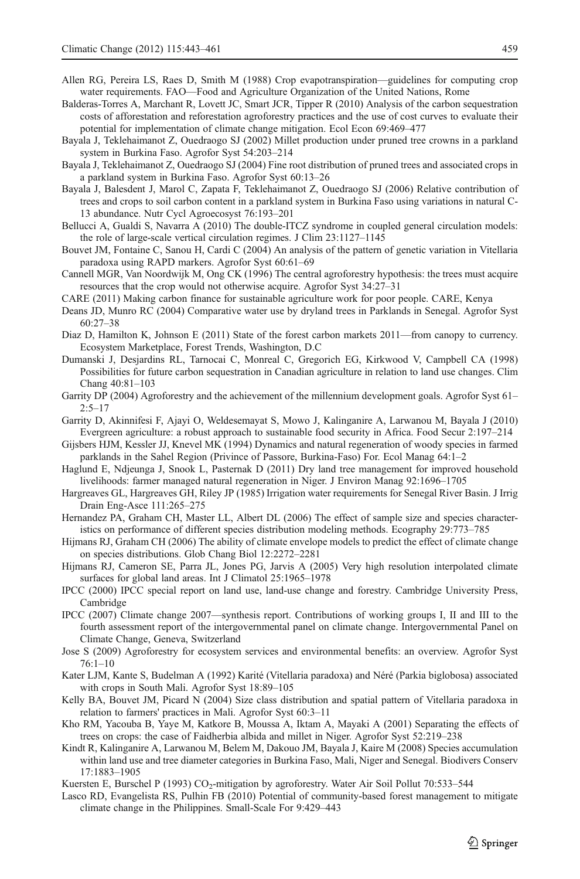Allen RG, Pereira LS, Raes D, Smith M (1988) Crop evapotranspiration—guidelines for computing crop water requirements. FAO—Food and Agriculture Organization of the United Nations, Rome

Balderas-Torres A, Marchant R, Lovett JC, Smart JCR, Tipper R (2010) Analysis of the carbon sequestration costs of afforestation and reforestation agroforestry practices and the use of cost curves to evaluate their potential for implementation of climate change mitigation. Ecol Econ 69:469–477

Bayala J, Teklehaimanot Z, Ouedraogo SJ (2002) Millet production under pruned tree crowns in a parkland system in Burkina Faso. Agrofor Syst 54:203–214

Bayala J, Teklehaimanot Z, Ouedraogo SJ (2004) Fine root distribution of pruned trees and associated crops in a parkland system in Burkina Faso. Agrofor Syst 60:13–26

Bayala J, Balesdent J, Marol C, Zapata F, Teklehaimanot Z, Ouedraogo SJ (2006) Relative contribution of trees and crops to soil carbon content in a parkland system in Burkina Faso using variations in natural C-13 abundance. Nutr Cycl Agroecosyst 76:193–201

Bellucci A, Gualdi S, Navarra A (2010) The double-ITCZ syndrome in coupled general circulation models: the role of large-scale vertical circulation regimes. J Clim 23:1127–1145

Bouvet JM, Fontaine C, Sanou H, Cardi C (2004) An analysis of the pattern of genetic variation in Vitellaria paradoxa using RAPD markers. Agrofor Syst 60:61–69

Cannell MGR, Van Noordwijk M, Ong CK (1996) The central agroforestry hypothesis: the trees must acquire resources that the crop would not otherwise acquire. Agrofor Syst 34:27–31

CARE (2011) Making carbon finance for sustainable agriculture work for poor people. CARE, Kenya

Deans JD, Munro RC (2004) Comparative water use by dryland trees in Parklands in Senegal. Agrofor Syst 60:27–38

Diaz D, Hamilton K, Johnson E (2011) State of the forest carbon markets 2011—from canopy to currency. Ecosystem Marketplace, Forest Trends, Washington, D.C

Dumanski J, Desjardins RL, Tarnocai C, Monreal C, Gregorich EG, Kirkwood V, Campbell CA (1998) Possibilities for future carbon sequestration in Canadian agriculture in relation to land use changes. Clim Chang 40:81–103

Garrity DP (2004) Agroforestry and the achievement of the millennium development goals. Agrofor Syst 61–2:5–17

Garrity D, Akinnifesi F, Ajayi O, Weldesemayat S, Mowo J, Kalinganire A, Larwanou M, Bayala J (2010) Evergreen agriculture: a robust approach to sustainable food security in Africa. Food Secur 2:197–214

Gijsbers HJM, Kessler JJ, Knevel MK (1994) Dynamics and natural regeneration of woody species in farmed parklands in the Sahel Region (Privince of Passore, Burkina-Faso) For. Ecol Manag 64:1–2

Haglund E, Ndjeunga J, Snook L, Pasternak D (2011) Dry land tree management for improved household livelihoods: farmer managed natural regeneration in Niger. J Environ Manag 92:1696–1705

Hargreaves GL, Hargreaves GH, Riley JP (1985) Irrigation water requirements for Senegal River Basin. J Irrig Drain Eng-Asce 111:265–275

Hernandez PA, Graham CH, Master LL, Albert DL (2006) The effect of sample size and species characteristics on performance of different species distribution modeling methods. Ecography 29:773–785

Hijmans RJ, Graham CH (2006) The ability of climate envelope models to predict the effect of climate change on species distributions. Glob Chang Biol 12:2272–2281

Hijmans RJ, Cameron SE, Parra JL, Jones PG, Jarvis A (2005) Very high resolution interpolated climate surfaces for global land areas. Int J Climatol 25:1965–1978

IPCC (2000) IPCC special report on land use, land-use change and forestry. Cambridge University Press, Cambridge

IPCC (2007) Climate change 2007—synthesis report. Contributions of working groups I, II and III to the fourth assessment report of the intergovernmental panel on climate change. Intergovernmental Panel on Climate Change, Geneva, Switzerland

Jose S (2009) Agroforestry for ecosystem services and environmental benefits: an overview. Agrofor Syst 76:1–10

Kater LJM, Kante S, Budelman A (1992) Karité (Vitellaria paradoxa) and Néré (Parkia biglobosa) associated with crops in South Mali. Agrofor Syst 18:89–105

Kelly BA, Bouvet JM, Picard N (2004) Size class distribution and spatial pattern of Vitellaria paradoxa in relation to farmers' practices in Mali. Agrofor Syst 60:3–11

Kho RM, Yacouba B, Yaye M, Katkore B, Moussa A, Iktam A, Mayaki A (2001) Separating the effects of trees on crops: the case of Faidherbia albida and millet in Niger. Agrofor Syst 52:219–238

Kindt R, Kalinganire A, Larwanou M, Belem M, Dakouo JM, Bayala J, Kaire M (2008) Species accumulation within land use and tree diameter categories in Burkina Faso, Mali, Niger and Senegal. Biodivers Conserv 17:1883–1905

Kuersten E, Burschel P (1993) $CO_2$-mitigation by agroforestry. Water Air Soil Pollut 70:533–544

Lasco RD, Evangelista RS, Pulhin FB (2010) Potential of community-based forest management to mitigate climate change in the Philippines. Small-Scale For 9:429–443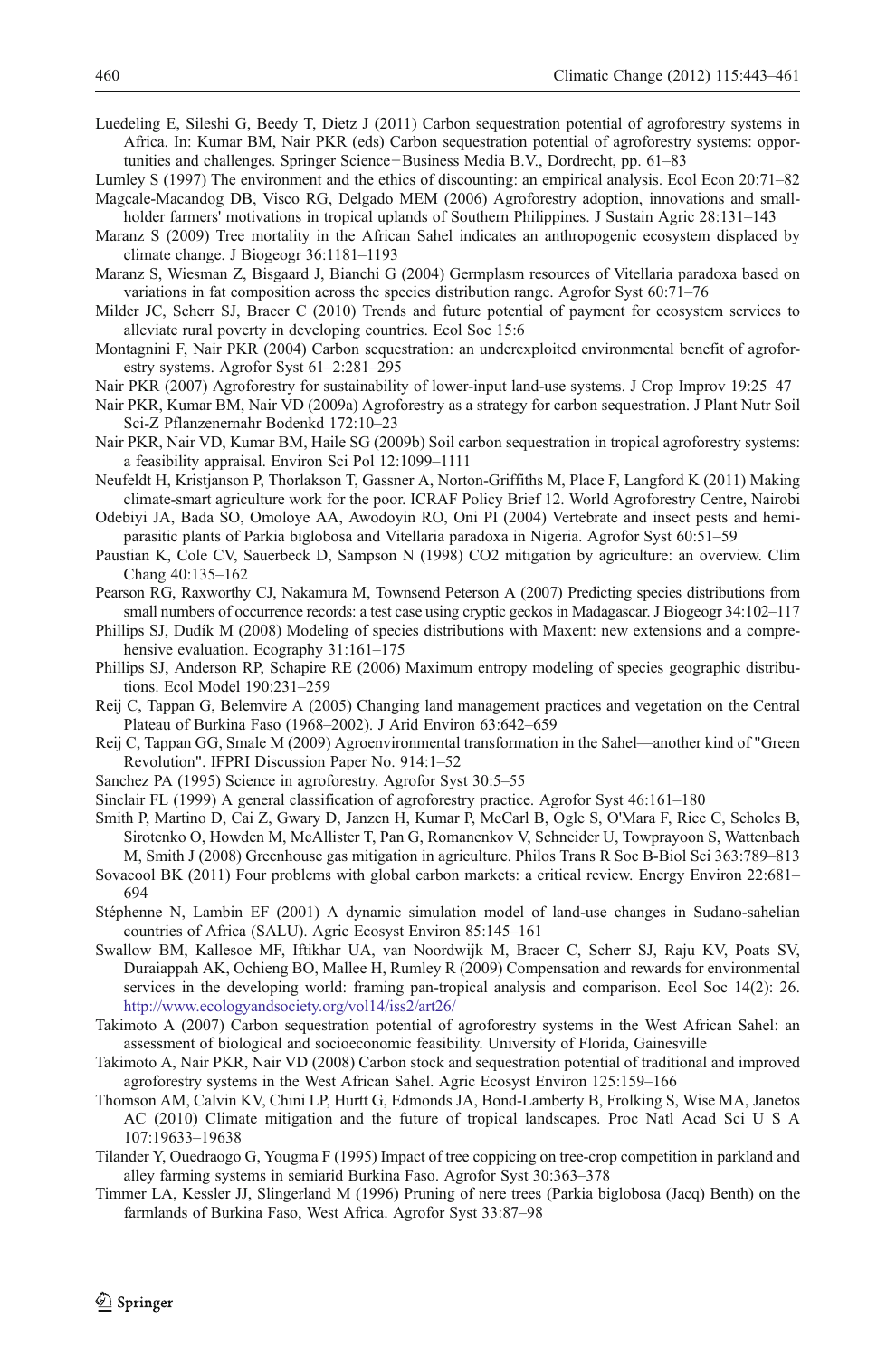Luedeling E, Sileshi G, Beedy T, Dietz J (2011) Carbon sequestration potential of agroforestry systems in Africa. In: Kumar BM, Nair PKR (eds) Carbon sequestration potential of agroforestry systems: opportunities and challenges. Springer Science+Business Media B.V., Dordrecht, pp. 61–83

Lumley S (1997) The environment and the ethics of discounting: an empirical analysis. Ecol Econ 20:71–82

Magcale-Macandog DB, Visco RG, Delgado MEM (2006) Agroforestry adoption, innovations and smallholder farmers' motivations in tropical uplands of Southern Philippines. J Sustain Agric 28:131–143

Maranz S (2009) Tree mortality in the African Sahel indicates an anthropogenic ecosystem displaced by climate change. J Biogeogr 36:1181–1193

Maranz S, Wiesman Z, Bisgaard J, Bianchi G (2004) Germplasm resources of Vitellaria paradoxa based on variations in fat composition across the species distribution range. Agrofor Syst 60:71–76

Milder JC, Scherr SJ, Bracer C (2010) Trends and future potential of payment for ecosystem services to alleviate rural poverty in developing countries. Ecol Soc 15:6

Montagnini F, Nair PKR (2004) Carbon sequestration: an underexploited environmental benefit of agroforestry systems. Agrofor Syst 61–2:281–295

Nair PKR (2007) Agroforestry for sustainability of lower-input land-use systems. J Crop Improv 19:25–47

Nair PKR, Kumar BM, Nair VD (2009a) Agroforestry as a strategy for carbon sequestration. J Plant Nutr Soil Sci-Z Pflanzenernahr Bodenkd 172:10–23

Nair PKR, Nair VD, Kumar BM, Haile SG (2009b) Soil carbon sequestration in tropical agroforestry systems: a feasibility appraisal. Environ Sci Pol 12:1099–1111

Neufeldt H, Kristjanson P, Thorlakson T, Gassner A, Norton-Griffiths M, Place F, Langford K (2011) Making climate-smart agriculture work for the poor. ICRAF Policy Brief 12. World Agroforestry Centre, Nairobi

Odebiyi JA, Bada SO, Omoloye AA, Awodoyin RO, Oni PI (2004) Vertebrate and insect pests and hemiparasitic plants of Parkia biglobosa and Vitellaria paradoxa in Nigeria. Agrofor Syst 60:51–59

Paustian K, Cole CV, Sauerbeck D, Sampson N (1998) CO2 mitigation by agriculture: an overview. Clim Chang 40:135–162

Pearson RG, Raxworthy CJ, Nakamura M, Townsend Peterson A (2007) Predicting species distributions from small numbers of occurrence records: a test case using cryptic geckos in Madagascar. J Biogeogr 34:102–117

Phillips SJ, Dudík M (2008) Modeling of species distributions with Maxent: new extensions and a comprehensive evaluation. Ecography 31:161–175

Phillips SJ, Anderson RP, Schapire RE (2006) Maximum entropy modeling of species geographic distributions. Ecol Model 190:231–259

Reij C, Tappan G, Belemvire A (2005) Changing land management practices and vegetation on the Central Plateau of Burkina Faso (1968–2002). J Arid Environ 63:642–659

Reij C, Tappan GG, Smale M (2009) Agroenvironmental transformation in the Sahel—another kind of "Green Revolution". IFPRI Discussion Paper No. 914:1–52

Sanchez PA (1995) Science in agroforestry. Agrofor Syst 30:5–55

Sinclair FL (1999) A general classification of agroforestry practice. Agrofor Syst 46:161–180

Smith P, Martino D, Cai Z, Gwary D, Janzen H, Kumar P, McCarl B, Ogle S, O'Mara F, Rice C, Scholes B, Sirotenko O, Howden M, McAllister T, Pan G, Romanenkov V, Schneider U, Towprayoon S, Wattenbach M, Smith J (2008) Greenhouse gas mitigation in agriculture. Philos Trans R Soc B-Biol Sci 363:789–813

Sovacool BK (2011) Four problems with global carbon markets: a critical review. Energy Environ 22:681–694

Stéphenne N, Lambin EF (2001) A dynamic simulation model of land-use changes in Sudano-sahelian countries of Africa (SALU). Agric Ecosyst Environ 85:145–161

Swallow BM, Kallesoe MF, Iftikhar UA, van Noordwijk M, Bracer C, Scherr SJ, Raju KV, Poats SV, Duraiappah AK, Ochieng BO, Mallee H, Rumley R (2009) Compensation and rewards for environmental services in the developing world: framing pan-tropical analysis and comparison. Ecol Soc 14(2): 26. http://www.ecologyandsociety.org/vol14/iss2/art26/

Takimoto A (2007) Carbon sequestration potential of agroforestry systems in the West African Sahel: an assessment of biological and socioeconomic feasibility. University of Florida, Gainesville

Takimoto A, Nair PKR, Nair VD (2008) Carbon stock and sequestration potential of traditional and improved agroforestry systems in the West African Sahel. Agric Ecosyst Environ 125:159–166

Thomson AM, Calvin KV, Chini LP, Hurtt G, Edmonds JA, Bond-Lamberty B, Frolking S, Wise MA, Janetos AC (2010) Climate mitigation and the future of tropical landscapes. Proc Natl Acad Sci U S A 107:19633–19638

Tilander Y, Ouedraogo G, Yougma F (1995) Impact of tree coppicing on tree-crop competition in parkland and alley farming systems in semiarid Burkina Faso. Agrofor Syst 30:363–378

Timmer LA, Kessler JJ, Slingerland M (1996) Pruning of nere trees (Parkia biglobosa (Jacq) Benth) on the farmlands of Burkina Faso, West Africa. Agrofor Syst 33:87–98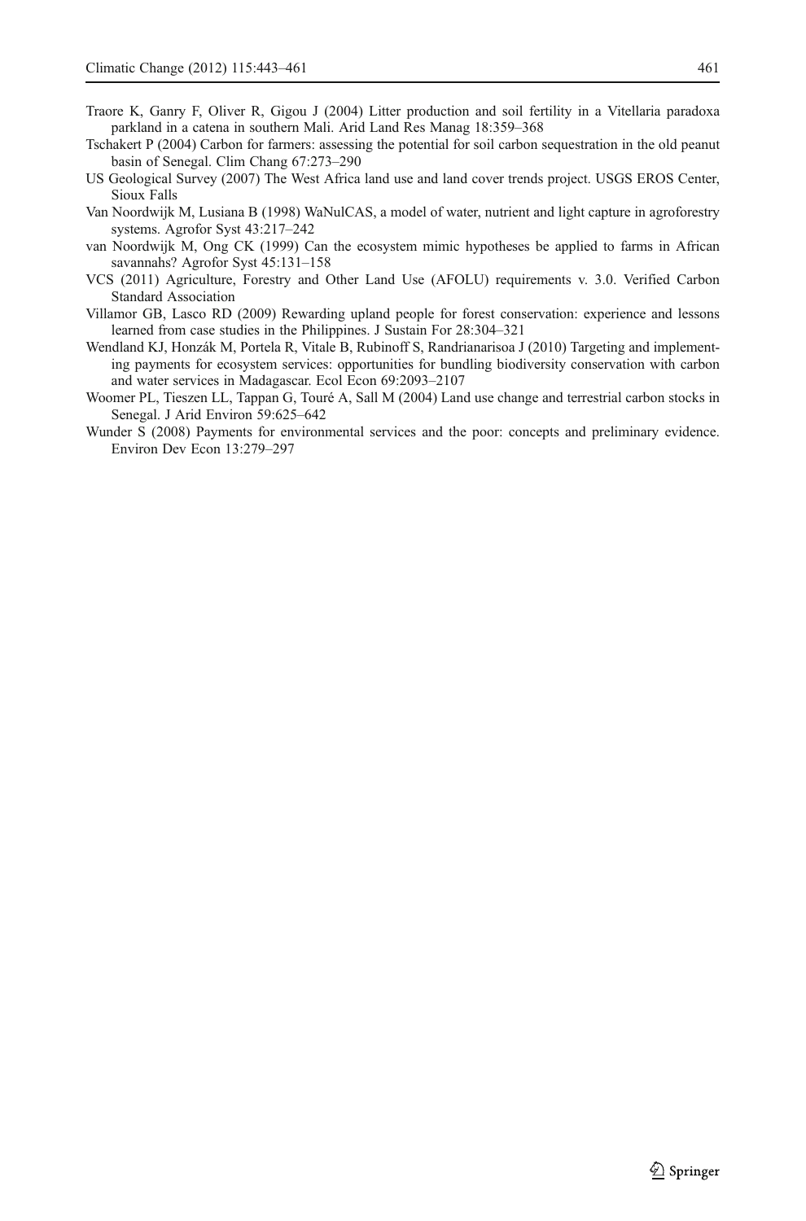Traore K, Ganry F, Oliver R, Gigou J (2004) Litter production and soil fertility in a Vitellaria paradoxa parkland in a catena in southern Mali. Arid Land Res Manag 18:359–368

Tschakert P (2004) Carbon for farmers: assessing the potential for soil carbon sequestration in the old peanut basin of Senegal. Clim Chang 67:273–290

US Geological Survey (2007) The West Africa land use and land cover trends project. USGS EROS Center, Sioux Falls

Van Noordwijk M, Lusiana B (1998) WaNulCAS, a model of water, nutrient and light capture in agroforestry systems. Agrofor Syst 43:217–242

van Noordwijk M, Ong CK (1999) Can the ecosystem mimic hypotheses be applied to farms in African savannahs? Agrofor Syst 45:131–158

VCS (2011) Agriculture, Forestry and Other Land Use (AFOLU) requirements v. 3.0. Verified Carbon Standard Association

Villamor GB, Lasco RD (2009) Rewarding upland people for forest conservation: experience and lessons learned from case studies in the Philippines. J Sustain For 28:304–321

Wendland KJ, Honzák M, Portela R, Vitale B, Rubinoff S, Randrianarisoa J (2010) Targeting and implementing payments for ecosystem services: opportunities for bundling biodiversity conservation with carbon and water services in Madagascar. Ecol Econ 69:2093–2107

Woomer PL, Tieszen LL, Tappan G, Touré A, Sall M (2004) Land use change and terrestrial carbon stocks in Senegal. J Arid Environ 59:625–642

Wunder S (2008) Payments for environmental services and the poor: concepts and preliminary evidence. Environ Dev Econ 13:279–297